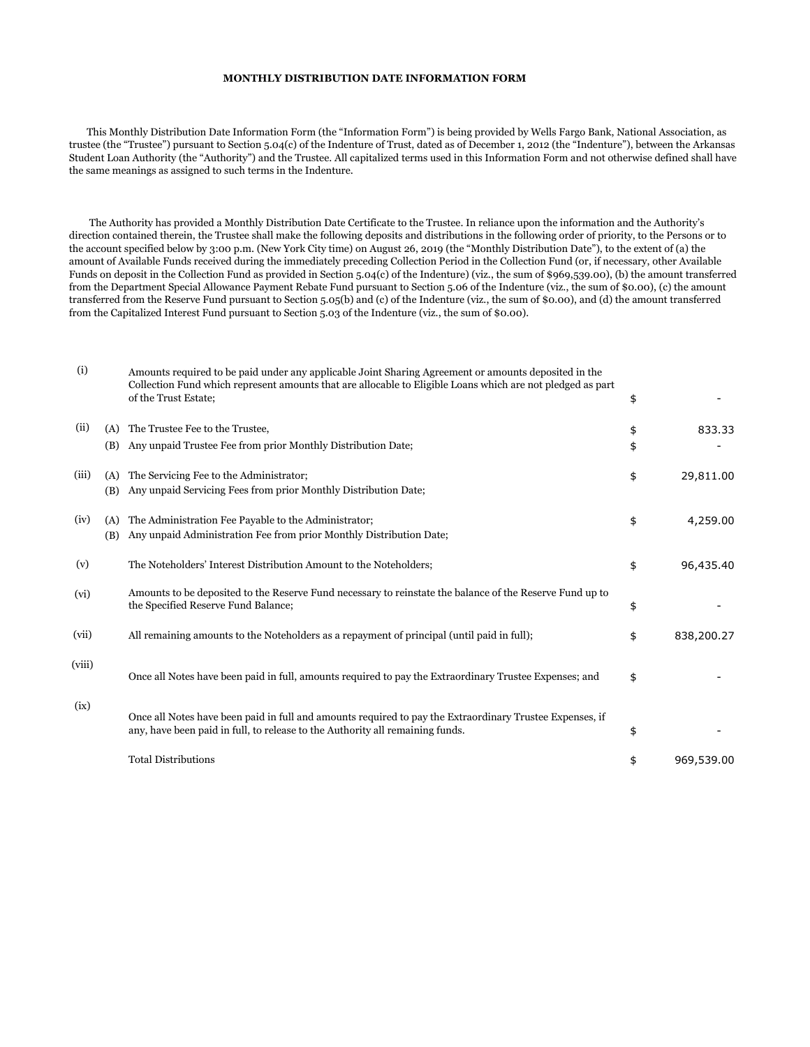**MONTHLY DISTRIBUTION DATE INFORMATION FORM**

This Monthly Distribution Date Information Form (the "Information Form") is being provided by Wells Fargo Bank, National Association, as trustee (the "Trustee") pursuant to Section 5.04(c) of the Indenture of Trust, dated as of December 1, 2012 (the "Indenture"), between the Arkansas Student Loan Authority (the "Authority") and the Trustee. All capitalized terms used in this Information Form and not otherwise defined shall have the same meanings as assigned to such terms in the Indenture.

The Authority has provided a Monthly Distribution Date Certificate to the Trustee. In reliance upon the information and the Authority's direction contained therein, the Trustee shall make the following deposits and distributions in the following order of priority, to the Persons or to the account specified below by 3:00 p.m. (New York City time) on August 26, 2019 (the "Monthly Distribution Date"), to the extent of (a) the amount of Available Funds received during the immediately preceding Collection Period in the Collection Fund (or, if necessary, other Available Funds on deposit in the Collection Fund as provided in Section 5.04(c) of the Indenture) (viz., the sum of $969,539.00), (b) the amount transferred from the Department Special Allowance Payment Rebate Fund pursuant to Section 5.06 of the Indenture (viz., the sum of $0.00), (c) the amount transferred from the Reserve Fund pursuant to Section 5.05(b) and (c) of the Indenture (viz., the sum of $0.00), and (d) the amount transferred from the Capitalized Interest Fund pursuant to Section 5.03 of the Indenture (viz., the sum of $0.00).

| | | | | |
|---|---|---|---|---|
| (i) | | Amounts required to be paid under any applicable Joint Sharing Agreement or amounts deposited in the Collection Fund which represent amounts that are allocable to Eligible Loans which are not pledged as part of the Trust Estate; | $ | - |
| (ii) | (A) | The Trustee Fee to the Trustee, | $ | 833.33 |
| | (B) | Any unpaid Trustee Fee from prior Monthly Distribution Date; | $ | - |
| (iii) | (A) | The Servicing Fee to the Administrator; | $ | 29,811.00 |
| | (B) | Any unpaid Servicing Fees from prior Monthly Distribution Date; | | |
| (iv) | (A) | The Administration Fee Payable to the Administrator; | $ | 4,259.00 |
| | (B) | Any unpaid Administration Fee from prior Monthly Distribution Date; | | |
| (v) | | The Noteholders' Interest Distribution Amount to the Noteholders; | $ | 96,435.40 |
| (vi) | | Amounts to be deposited to the Reserve Fund necessary to reinstate the balance of the Reserve Fund up to the Specified Reserve Fund Balance; | $ | - |
| (vii) | | All remaining amounts to the Noteholders as a repayment of principal (until paid in full); | $ | 838,200.27 |
| (viii) | | Once all Notes have been paid in full, amounts required to pay the Extraordinary Trustee Expenses; and | $ | - |
| (ix) | | Once all Notes have been paid in full and amounts required to pay the Extraordinary Trustee Expenses, if any, have been paid in full, to release to the Authority all remaining funds. | $ | - |
| | | Total Distributions | $ | 969,539.00 |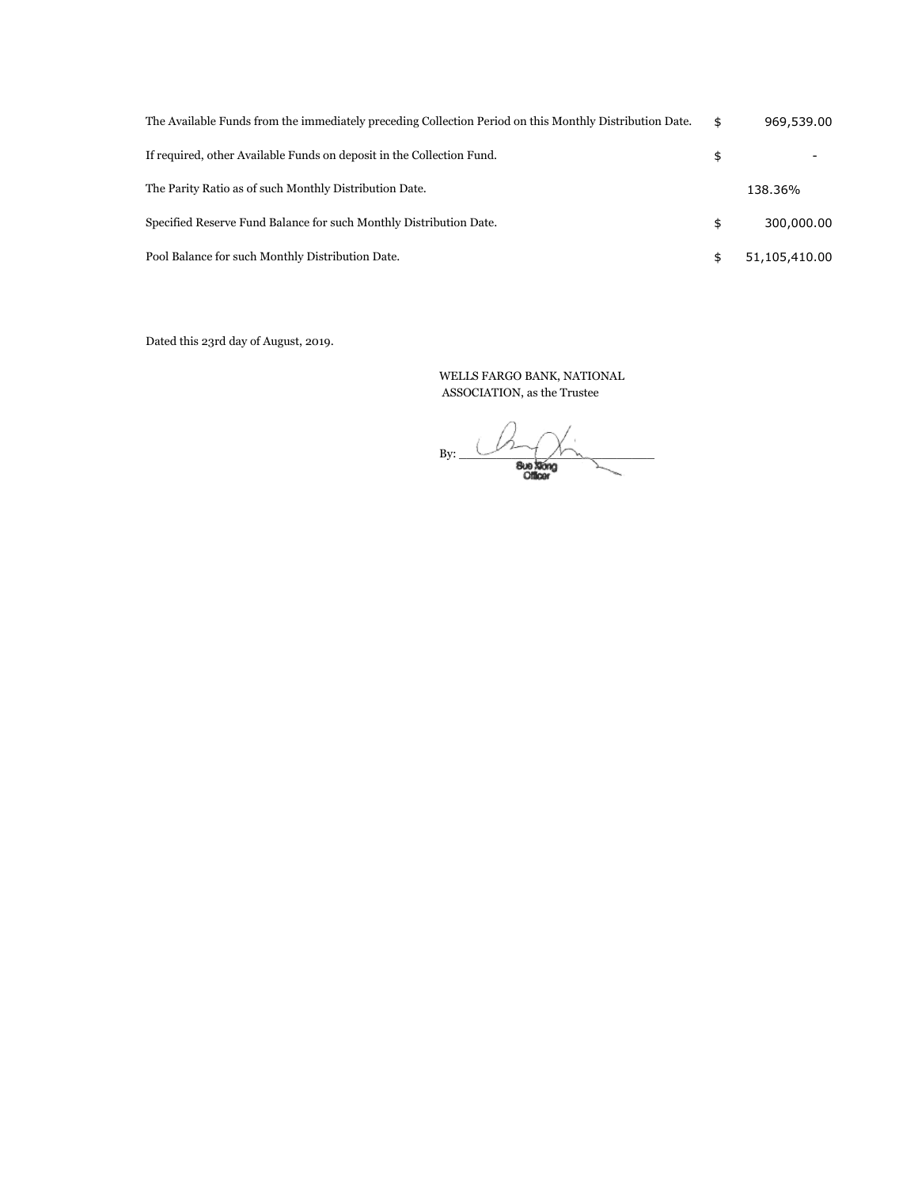| | | |
|---|---|---|
| The Available Funds from the immediately preceding Collection Period on this Monthly Distribution Date. | $ | 969,539.00 |
| If required, other Available Funds on deposit in the Collection Fund. | $ | - |
| The Parity Ratio as of such Monthly Distribution Date. | | 138.36% |
| Specified Reserve Fund Balance for such Monthly Distribution Date. | $ | 300,000.00 |
| Pool Balance for such Monthly Distribution Date. | $ | 51,105,410.00 |

Dated this 23rd day of August, 2019.

WELLS FARGO BANK, NATIONAL ASSOCIATION, as the Trustee

By: ______________________________
Sue Xiong
Officer